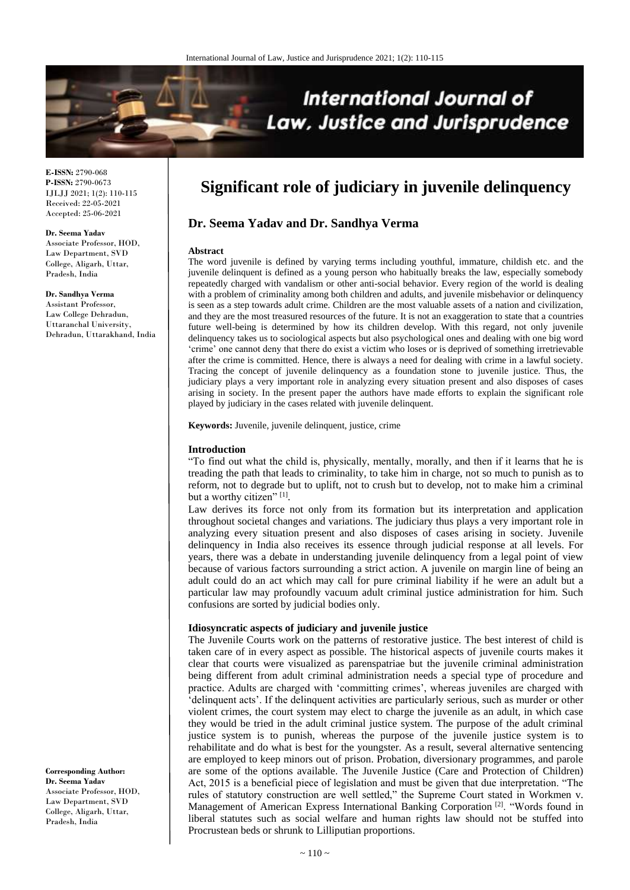# Significant role of judiciary in juvenile delinquency

## Dr. Seema Yadav and Dr. Sandhya Verma

**E-ISSN:** 2790-068
**P-ISSN:** 2790-0673
IJLJJ 2021; 1(2): 110-115
Received: 22-05-2021
Accepted: 25-06-2021

**Dr. Seema Yadav**
Associate Professor, HOD, Law Department, SVD College, Aligarh, Uttar, Pradesh, India

**Dr. Sandhya Verma**
Assistant Professor, Law College Dehradun, Uttaranchal University, Dehradun, Uttarakhand, India

**Corresponding Author:**
**Dr. Seema Yadav**
Associate Professor, HOD, Law Department, SVD College, Aligarh, Uttar, Pradesh, India

### Abstract

The word juvenile is defined by varying terms including youthful, immature, childish etc. and the juvenile delinquent is defined as a young person who habitually breaks the law, especially somebody repeatedly charged with vandalism or other anti-social behavior. Every region of the world is dealing with a problem of criminality among both children and adults, and juvenile misbehavior or delinquency is seen as a step towards adult crime. Children are the most valuable assets of a nation and civilization, and they are the most treasured resources of the future. It is not an exaggeration to state that a countries future well-being is determined by how its children develop. With this regard, not only juvenile delinquency takes us to sociological aspects but also psychological ones and dealing with one big word 'crime' one cannot deny that there do exist a victim who loses or is deprived of something irretrievable after the crime is committed. Hence, there is always a need for dealing with crime in a lawful society. Tracing the concept of juvenile delinquency as a foundation stone to juvenile justice. Thus, the judiciary plays a very important role in analyzing every situation present and also disposes of cases arising in society. In the present paper the authors have made efforts to explain the significant role played by judiciary in the cases related with juvenile delinquent.

**Keywords:** Juvenile, juvenile delinquent, justice, crime

### Introduction

"To find out what the child is, physically, mentally, morally, and then if it learns that he is treading the path that leads to criminality, to take him in charge, not so much to punish as to reform, not to degrade but to uplift, not to crush but to develop, not to make him a criminal but a worthy citizen" [1].

Law derives its force not only from its formation but its interpretation and application throughout societal changes and variations. The judiciary thus plays a very important role in analyzing every situation present and also disposes of cases arising in society. Juvenile delinquency in India also receives its essence through judicial response at all levels. For years, there was a debate in understanding juvenile delinquency from a legal point of view because of various factors surrounding a strict action. A juvenile on margin line of being an adult could do an act which may call for pure criminal liability if he were an adult but a particular law may profoundly vacuum adult criminal justice administration for him. Such confusions are sorted by judicial bodies only.

### Idiosyncratic aspects of judiciary and juvenile justice

The Juvenile Courts work on the patterns of restorative justice. The best interest of child is taken care of in every aspect as possible. The historical aspects of juvenile courts makes it clear that courts were visualized as parenspatriae but the juvenile criminal administration being different from adult criminal administration needs a special type of procedure and practice. Adults are charged with 'committing crimes', whereas juveniles are charged with 'delinquent acts'. If the delinquent activities are particularly serious, such as murder or other violent crimes, the court system may elect to charge the juvenile as an adult, in which case they would be tried in the adult criminal justice system. The purpose of the adult criminal justice system is to punish, whereas the purpose of the juvenile justice system is to rehabilitate and do what is best for the youngster. As a result, several alternative sentencing are employed to keep minors out of prison. Probation, diversionary programmes, and parole are some of the options available. The Juvenile Justice (Care and Protection of Children) Act, 2015 is a beneficial piece of legislation and must be given that due interpretation. "The rules of statutory construction are well settled," the Supreme Court stated in Workmen v. Management of American Express International Banking Corporation [2]. "Words found in liberal statutes such as social welfare and human rights law should not be stuffed into Procrustean beds or shrunk to Lilliputian proportions.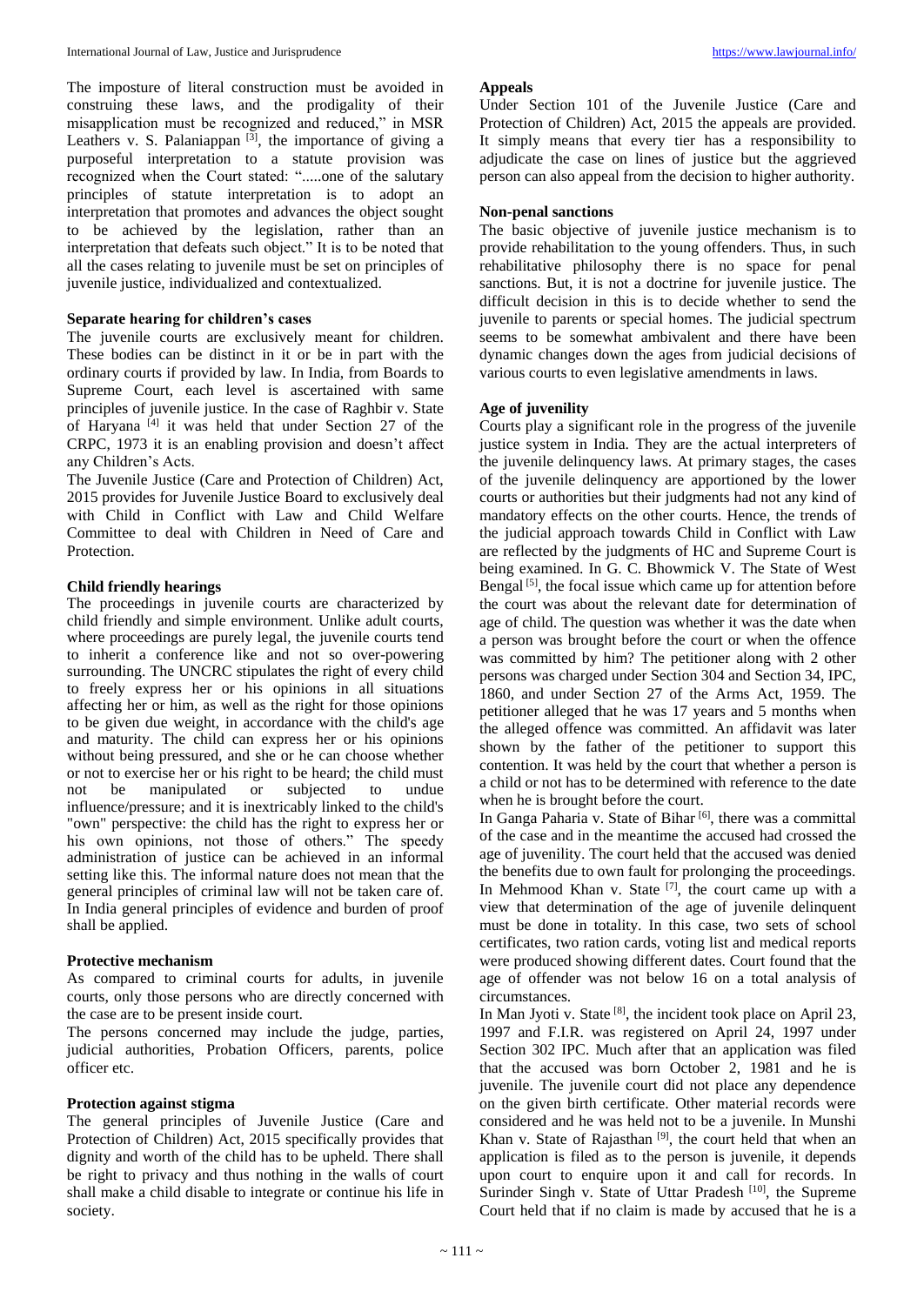The imposture of literal construction must be avoided in construing these laws, and the prodigality of their misapplication must be recognized and reduced," in MSR Leathers v. S. Palaniappan [3], the importance of giving a purposeful interpretation to a statute provision was recognized when the Court stated: ".....one of the salutary principles of statute interpretation is to adopt an interpretation that promotes and advances the object sought to be achieved by the legislation, rather than an interpretation that defeats such object." It is to be noted that all the cases relating to juvenile must be set on principles of juvenile justice, individualized and contextualized.

### Separate hearing for children's cases

The juvenile courts are exclusively meant for children. These bodies can be distinct in it or be in part with the ordinary courts if provided by law. In India, from Boards to Supreme Court, each level is ascertained with same principles of juvenile justice. In the case of Raghbir v. State of Haryana [4] it was held that under Section 27 of the CRPC, 1973 it is an enabling provision and doesn't affect any Children's Acts.

The Juvenile Justice (Care and Protection of Children) Act, 2015 provides for Juvenile Justice Board to exclusively deal with Child in Conflict with Law and Child Welfare Committee to deal with Children in Need of Care and Protection.

### Child friendly hearings

The proceedings in juvenile courts are characterized by child friendly and simple environment. Unlike adult courts, where proceedings are purely legal, the juvenile courts tend to inherit a conference like and not so over-powering surrounding. The UNCRC stipulates the right of every child to freely express her or his opinions in all situations affecting her or him, as well as the right for those opinions to be given due weight, in accordance with the child's age and maturity. The child can express her or his opinions without being pressured, and she or he can choose whether or not to exercise her or his right to be heard; the child must not be manipulated or subjected to undue influence/pressure; and it is inextricably linked to the child's "own" perspective: the child has the right to express her or his own opinions, not those of others." The speedy administration of justice can be achieved in an informal setting like this. The informal nature does not mean that the general principles of criminal law will not be taken care of. In India general principles of evidence and burden of proof shall be applied.

### Protective mechanism

As compared to criminal courts for adults, in juvenile courts, only those persons who are directly concerned with the case are to be present inside court.

The persons concerned may include the judge, parties, judicial authorities, Probation Officers, parents, police officer etc.

### Protection against stigma

The general principles of Juvenile Justice (Care and Protection of Children) Act, 2015 specifically provides that dignity and worth of the child has to be upheld. There shall be right to privacy and thus nothing in the walls of court shall make a child disable to integrate or continue his life in society.

### Appeals

Under Section 101 of the Juvenile Justice (Care and Protection of Children) Act, 2015 the appeals are provided. It simply means that every tier has a responsibility to adjudicate the case on lines of justice but the aggrieved person can also appeal from the decision to higher authority.

### Non-penal sanctions

The basic objective of juvenile justice mechanism is to provide rehabilitation to the young offenders. Thus, in such rehabilitative philosophy there is no space for penal sanctions. But, it is not a doctrine for juvenile justice. The difficult decision in this is to decide whether to send the juvenile to parents or special homes. The judicial spectrum seems to be somewhat ambivalent and there have been dynamic changes down the ages from judicial decisions of various courts to even legislative amendments in laws.

### Age of juvenility

Courts play a significant role in the progress of the juvenile justice system in India. They are the actual interpreters of the juvenile delinquency laws. At primary stages, the cases of the juvenile delinquency are apportioned by the lower courts or authorities but their judgments had not any kind of mandatory effects on the other courts. Hence, the trends of the judicial approach towards Child in Conflict with Law are reflected by the judgments of HC and Supreme Court is being examined. In G. C. Bhowmick V. The State of West Bengal [5], the focal issue which came up for attention before the court was about the relevant date for determination of age of child. The question was whether it was the date when a person was brought before the court or when the offence was committed by him? The petitioner along with 2 other persons was charged under Section 304 and Section 34, IPC, 1860, and under Section 27 of the Arms Act, 1959. The petitioner alleged that he was 17 years and 5 months when the alleged offence was committed. An affidavit was later shown by the father of the petitioner to support this contention. It was held by the court that whether a person is a child or not has to be determined with reference to the date when he is brought before the court.

In Ganga Paharia v. State of Bihar [6], there was a committal of the case and in the meantime the accused had crossed the age of juvenility. The court held that the accused was denied the benefits due to own fault for prolonging the proceedings. In Mehmood Khan v. State [7], the court came up with a view that determination of the age of juvenile delinquent must be done in totality. In this case, two sets of school certificates, two ration cards, voting list and medical reports were produced showing different dates. Court found that the age of offender was not below 16 on a total analysis of circumstances.

In Man Jyoti v. State [8], the incident took place on April 23, 1997 and F.I.R. was registered on April 24, 1997 under Section 302 IPC. Much after that an application was filed that the accused was born October 2, 1981 and he is juvenile. The juvenile court did not place any dependence on the given birth certificate. Other material records were considered and he was held not to be a juvenile. In Munshi Khan v. State of Rajasthan [9], the court held that when an application is filed as to the person is juvenile, it depends upon court to enquire upon it and call for records. In Surinder Singh v. State of Uttar Pradesh [10], the Supreme Court held that if no claim is made by accused that he is a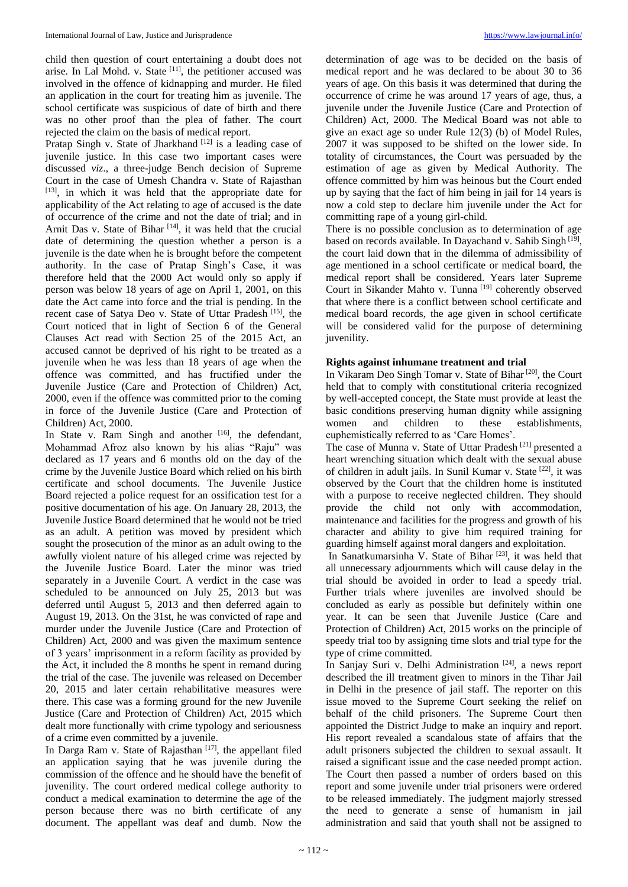child then question of court entertaining a doubt does not arise. In Lal Mohd. v. State [11], the petitioner accused was involved in the offence of kidnapping and murder. He filed an application in the court for treating him as juvenile. The school certificate was suspicious of date of birth and there was no other proof than the plea of father. The court rejected the claim on the basis of medical report.

Pratap Singh v. State of Jharkhand [12] is a leading case of juvenile justice. In this case two important cases were discussed *viz*., a three-judge Bench decision of Supreme Court in the case of Umesh Chandra v. State of Rajasthan [13], in which it was held that the appropriate date for applicability of the Act relating to age of accused is the date of occurrence of the crime and not the date of trial; and in Arnit Das v. State of Bihar [14], it was held that the crucial date of determining the question whether a person is a juvenile is the date when he is brought before the competent authority. In the case of Pratap Singh's Case, it was therefore held that the 2000 Act would only so apply if person was below 18 years of age on April 1, 2001, on this date the Act came into force and the trial is pending. In the recent case of Satya Deo v. State of Uttar Pradesh [15], the Court noticed that in light of Section 6 of the General Clauses Act read with Section 25 of the 2015 Act, an accused cannot be deprived of his right to be treated as a juvenile when he was less than 18 years of age when the offence was committed, and has fructified under the Juvenile Justice (Care and Protection of Children) Act, 2000, even if the offence was committed prior to the coming in force of the Juvenile Justice (Care and Protection of Children) Act, 2000.

In State v. Ram Singh and another [16], the defendant, Mohammad Afroz also known by his alias "Raju" was declared as 17 years and 6 months old on the day of the crime by the Juvenile Justice Board which relied on his birth certificate and school documents. The Juvenile Justice Board rejected a police request for an ossification test for a positive documentation of his age. On January 28, 2013, the Juvenile Justice Board determined that he would not be tried as an adult. A petition was moved by president which sought the prosecution of the minor as an adult owing to the awfully violent nature of his alleged crime was rejected by the Juvenile Justice Board. Later the minor was tried separately in a Juvenile Court. A verdict in the case was scheduled to be announced on July 25, 2013 but was deferred until August 5, 2013 and then deferred again to August 19, 2013. On the 31st, he was convicted of rape and murder under the Juvenile Justice (Care and Protection of Children) Act, 2000 and was given the maximum sentence of 3 years' imprisonment in a reform facility as provided by the Act, it included the 8 months he spent in remand during the trial of the case. The juvenile was released on December 20, 2015 and later certain rehabilitative measures were there. This case was a forming ground for the new Juvenile Justice (Care and Protection of Children) Act, 2015 which dealt more functionally with crime typology and seriousness of a crime even committed by a juvenile.

In Darga Ram v. State of Rajasthan [17], the appellant filed an application saying that he was juvenile during the commission of the offence and he should have the benefit of juvenility. The court ordered medical college authority to conduct a medical examination to determine the age of the person because there was no birth certificate of any document. The appellant was deaf and dumb. Now the determination of age was to be decided on the basis of medical report and he was declared to be about 30 to 36 years of age. On this basis it was determined that during the occurrence of crime he was around 17 years of age, thus, a juvenile under the Juvenile Justice (Care and Protection of Children) Act, 2000. The Medical Board was not able to give an exact age so under Rule 12(3) (b) of Model Rules, 2007 it was supposed to be shifted on the lower side. In totality of circumstances, the Court was persuaded by the estimation of age as given by Medical Authority. The offence committed by him was heinous but the Court ended up by saying that the fact of him being in jail for 14 years is now a cold step to declare him juvenile under the Act for committing rape of a young girl-child.

There is no possible conclusion as to determination of age based on records available. In Dayachand v. Sahib Singh [19], the court laid down that in the dilemma of admissibility of age mentioned in a school certificate or medical board, the medical report shall be considered. Years later Supreme Court in Sikander Mahto v. Tunna [19] coherently observed that where there is a conflict between school certificate and medical board records, the age given in school certificate will be considered valid for the purpose of determining juvenility.

## Rights against inhumane treatment and trial

In Vikaram Deo Singh Tomar v. State of Bihar [20], the Court held that to comply with constitutional criteria recognized by well-accepted concept, the State must provide at least the basic conditions preserving human dignity while assigning women and children to these establishments, euphemistically referred to as 'Care Homes'.

The case of Munna v. State of Uttar Pradesh [21] presented a heart wrenching situation which dealt with the sexual abuse of children in adult jails. In Sunil Kumar v. State [22], it was observed by the Court that the children home is instituted with a purpose to receive neglected children. They should provide the child not only with accommodation, maintenance and facilities for the progress and growth of his character and ability to give him required training for guarding himself against moral dangers and exploitation.

In Sanatkumarsinha V. State of Bihar [23], it was held that all unnecessary adjournments which will cause delay in the trial should be avoided in order to lead a speedy trial. Further trials where juveniles are involved should be concluded as early as possible but definitely within one year. It can be seen that Juvenile Justice (Care and Protection of Children) Act, 2015 works on the principle of speedy trial too by assigning time slots and trial type for the type of crime committed.

In Sanjay Suri v. Delhi Administration [24], a news report described the ill treatment given to minors in the Tihar Jail in Delhi in the presence of jail staff. The reporter on this issue moved to the Supreme Court seeking the relief on behalf of the child prisoners. The Supreme Court then appointed the District Judge to make an inquiry and report. His report revealed a scandalous state of affairs that the adult prisoners subjected the children to sexual assault. It raised a significant issue and the case needed prompt action. The Court then passed a number of orders based on this report and some juvenile under trial prisoners were ordered to be released immediately. The judgment majorly stressed the need to generate a sense of humanism in jail administration and said that youth shall not be assigned to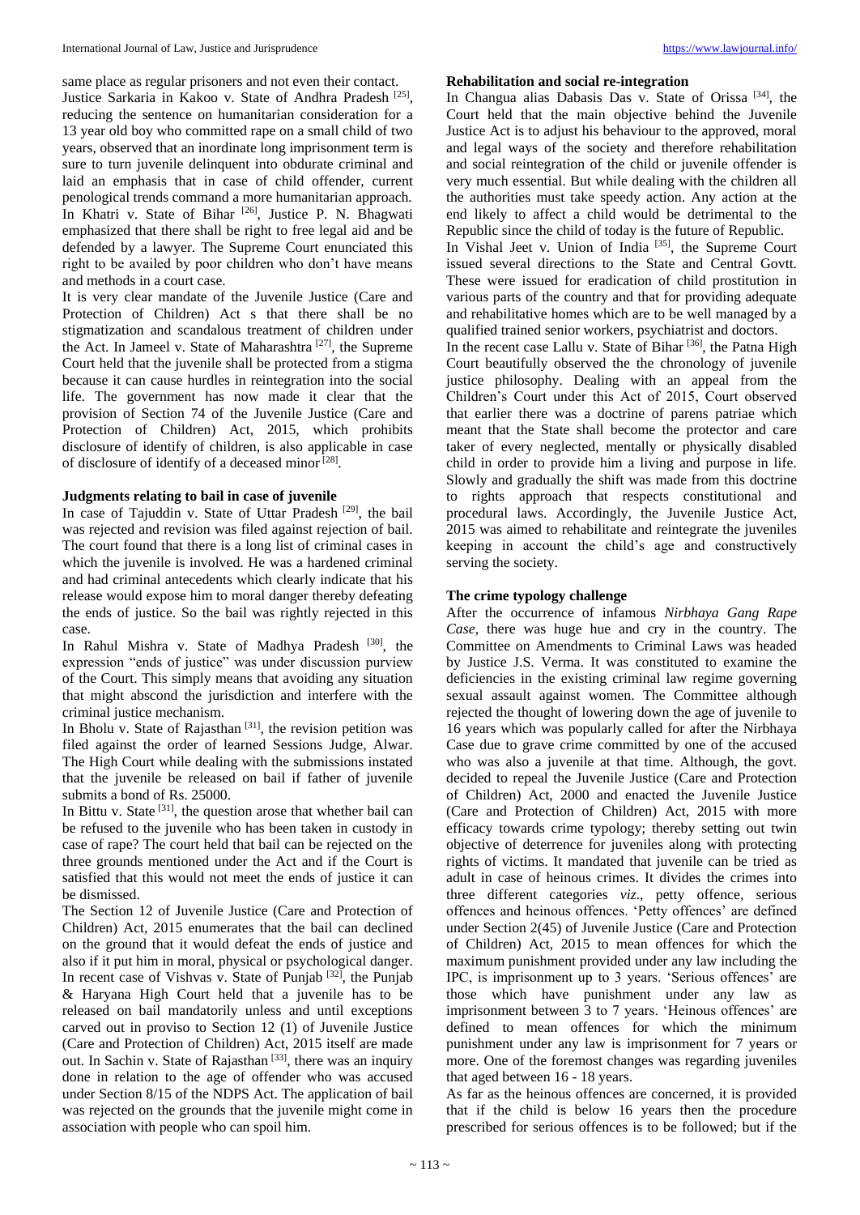same place as regular prisoners and not even their contact.

Justice Sarkaria in Kakoo v. State of Andhra Pradesh [25], reducing the sentence on humanitarian consideration for a 13 year old boy who committed rape on a small child of two years, observed that an inordinate long imprisonment term is sure to turn juvenile delinquent into obdurate criminal and laid an emphasis that in case of child offender, current penological trends command a more humanitarian approach. In Khatri v. State of Bihar [26], Justice P. N. Bhagwati emphasized that there shall be right to free legal aid and be defended by a lawyer. The Supreme Court enunciated this right to be availed by poor children who don't have means and methods in a court case.

It is very clear mandate of the Juvenile Justice (Care and Protection of Children) Act s that there shall be no stigmatization and scandalous treatment of children under the Act. In Jameel v. State of Maharashtra [27], the Supreme Court held that the juvenile shall be protected from a stigma because it can cause hurdles in reintegration into the social life. The government has now made it clear that the provision of Section 74 of the Juvenile Justice (Care and Protection of Children) Act, 2015, which prohibits disclosure of identify of children, is also applicable in case of disclosure of identify of a deceased minor [28].

### Judgments relating to bail in case of juvenile

In case of Tajuddin v. State of Uttar Pradesh [29], the bail was rejected and revision was filed against rejection of bail. The court found that there is a long list of criminal cases in which the juvenile is involved. He was a hardened criminal and had criminal antecedents which clearly indicate that his release would expose him to moral danger thereby defeating the ends of justice. So the bail was rightly rejected in this case.

In Rahul Mishra v. State of Madhya Pradesh [30], the expression "ends of justice" was under discussion purview of the Court. This simply means that avoiding any situation that might abscond the jurisdiction and interfere with the criminal justice mechanism.

In Bholu v. State of Rajasthan [31], the revision petition was filed against the order of learned Sessions Judge, Alwar. The High Court while dealing with the submissions instated that the juvenile be released on bail if father of juvenile submits a bond of Rs. 25000.

In Bittu v. State [31], the question arose that whether bail can be refused to the juvenile who has been taken in custody in case of rape? The court held that bail can be rejected on the three grounds mentioned under the Act and if the Court is satisfied that this would not meet the ends of justice it can be dismissed.

The Section 12 of Juvenile Justice (Care and Protection of Children) Act, 2015 enumerates that the bail can declined on the ground that it would defeat the ends of justice and also if it put him in moral, physical or psychological danger. In recent case of Vishvas v. State of Punjab [32], the Punjab & Haryana High Court held that a juvenile has to be released on bail mandatorily unless and until exceptions carved out in proviso to Section 12 (1) of Juvenile Justice (Care and Protection of Children) Act, 2015 itself are made out. In Sachin v. State of Rajasthan [33], there was an inquiry done in relation to the age of offender who was accused under Section 8/15 of the NDPS Act. The application of bail was rejected on the grounds that the juvenile might come in association with people who can spoil him.

### Rehabilitation and social re-integration

In Changua alias Dabasis Das v. State of Orissa [34], the Court held that the main objective behind the Juvenile Justice Act is to adjust his behaviour to the approved, moral and legal ways of the society and therefore rehabilitation and social reintegration of the child or juvenile offender is very much essential. But while dealing with the children all the authorities must take speedy action. Any action at the end likely to affect a child would be detrimental to the Republic since the child of today is the future of Republic.

In Vishal Jeet v. Union of India [35], the Supreme Court issued several directions to the State and Central Govtt. These were issued for eradication of child prostitution in various parts of the country and that for providing adequate and rehabilitative homes which are to be well managed by a qualified trained senior workers, psychiatrist and doctors.

In the recent case Lallu v. State of Bihar [36], the Patna High Court beautifully observed the the chronology of juvenile justice philosophy. Dealing with an appeal from the Children's Court under this Act of 2015, Court observed that earlier there was a doctrine of parens patriae which meant that the State shall become the protector and care taker of every neglected, mentally or physically disabled child in order to provide him a living and purpose in life. Slowly and gradually the shift was made from this doctrine to rights approach that respects constitutional and procedural laws. Accordingly, the Juvenile Justice Act, 2015 was aimed to rehabilitate and reintegrate the juveniles keeping in account the child's age and constructively serving the society.

### The crime typology challenge

After the occurrence of infamous *Nirbhaya Gang Rape Case*, there was huge hue and cry in the country. The Committee on Amendments to Criminal Laws was headed by Justice J.S. Verma. It was constituted to examine the deficiencies in the existing criminal law regime governing sexual assault against women. The Committee although rejected the thought of lowering down the age of juvenile to 16 years which was popularly called for after the Nirbhaya Case due to grave crime committed by one of the accused who was also a juvenile at that time. Although, the govt. decided to repeal the Juvenile Justice (Care and Protection of Children) Act, 2000 and enacted the Juvenile Justice (Care and Protection of Children) Act, 2015 with more efficacy towards crime typology; thereby setting out twin objective of deterrence for juveniles along with protecting rights of victims. It mandated that juvenile can be tried as adult in case of heinous crimes. It divides the crimes into three different categories *viz.*, petty offence, serious offences and heinous offences. 'Petty offences' are defined under Section 2(45) of Juvenile Justice (Care and Protection of Children) Act, 2015 to mean offences for which the maximum punishment provided under any law including the IPC, is imprisonment up to 3 years. 'Serious offences' are those which have punishment under any law as imprisonment between 3 to 7 years. 'Heinous offences' are defined to mean offences for which the minimum punishment under any law is imprisonment for 7 years or more. One of the foremost changes was regarding juveniles that aged between 16 - 18 years.

As far as the heinous offences are concerned, it is provided that if the child is below 16 years then the procedure prescribed for serious offences is to be followed; but if the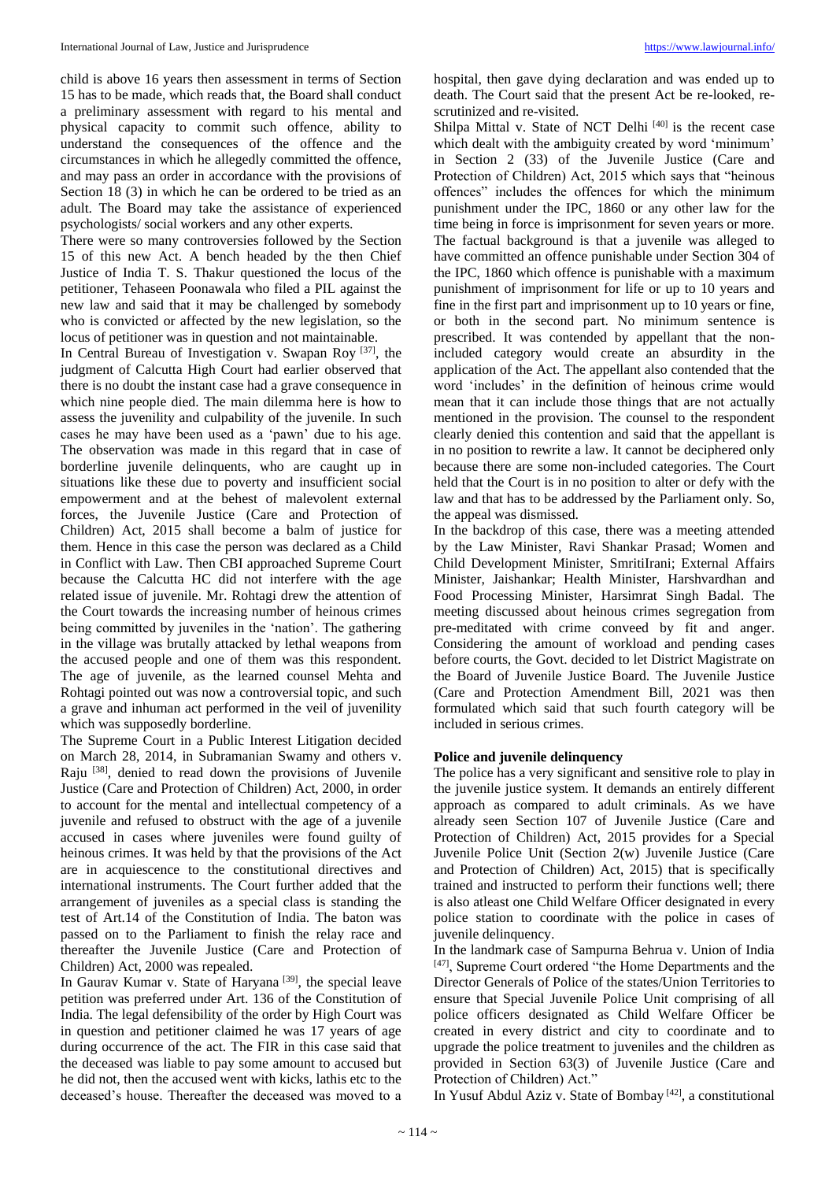child is above 16 years then assessment in terms of Section 15 has to be made, which reads that, the Board shall conduct a preliminary assessment with regard to his mental and physical capacity to commit such offence, ability to understand the consequences of the offence and the circumstances in which he allegedly committed the offence, and may pass an order in accordance with the provisions of Section 18 (3) in which he can be ordered to be tried as an adult. The Board may take the assistance of experienced psychologists/ social workers and any other experts.

There were so many controversies followed by the Section 15 of this new Act. A bench headed by the then Chief Justice of India T. S. Thakur questioned the locus of the petitioner, Tehaseen Poonawala who filed a PIL against the new law and said that it may be challenged by somebody who is convicted or affected by the new legislation, so the locus of petitioner was in question and not maintainable.

In Central Bureau of Investigation v. Swapan Roy [37], the judgment of Calcutta High Court had earlier observed that there is no doubt the instant case had a grave consequence in which nine people died. The main dilemma here is how to assess the juvenility and culpability of the juvenile. In such cases he may have been used as a 'pawn' due to his age. The observation was made in this regard that in case of borderline juvenile delinquents, who are caught up in situations like these due to poverty and insufficient social empowerment and at the behest of malevolent external forces, the Juvenile Justice (Care and Protection of Children) Act, 2015 shall become a balm of justice for them. Hence in this case the person was declared as a Child in Conflict with Law. Then CBI approached Supreme Court because the Calcutta HC did not interfere with the age related issue of juvenile. Mr. Rohtagi drew the attention of the Court towards the increasing number of heinous crimes being committed by juveniles in the 'nation'. The gathering in the village was brutally attacked by lethal weapons from the accused people and one of them was this respondent. The age of juvenile, as the learned counsel Mehta and Rohtagi pointed out was now a controversial topic, and such a grave and inhuman act performed in the veil of juvenility which was supposedly borderline.

The Supreme Court in a Public Interest Litigation decided on March 28, 2014, in Subramanian Swamy and others v. Raju [38], denied to read down the provisions of Juvenile Justice (Care and Protection of Children) Act, 2000, in order to account for the mental and intellectual competency of a juvenile and refused to obstruct with the age of a juvenile accused in cases where juveniles were found guilty of heinous crimes. It was held by that the provisions of the Act are in acquiescence to the constitutional directives and international instruments. The Court further added that the arrangement of juveniles as a special class is standing the test of Art.14 of the Constitution of India. The baton was passed on to the Parliament to finish the relay race and thereafter the Juvenile Justice (Care and Protection of Children) Act, 2000 was repealed.

In Gaurav Kumar v. State of Haryana [39], the special leave petition was preferred under Art. 136 of the Constitution of India. The legal defensibility of the order by High Court was in question and petitioner claimed he was 17 years of age during occurrence of the act. The FIR in this case said that the deceased was liable to pay some amount to accused but he did not, then the accused went with kicks, lathis etc to the deceased's house. Thereafter the deceased was moved to a hospital, then gave dying declaration and was ended up to death. The Court said that the present Act be re-looked, re-scrutinized and re-visited.

Shilpa Mittal v. State of NCT Delhi [40] is the recent case which dealt with the ambiguity created by word 'minimum' in Section 2 (33) of the Juvenile Justice (Care and Protection of Children) Act, 2015 which says that "heinous offences" includes the offences for which the minimum punishment under the IPC, 1860 or any other law for the time being in force is imprisonment for seven years or more. The factual background is that a juvenile was alleged to have committed an offence punishable under Section 304 of the IPC, 1860 which offence is punishable with a maximum punishment of imprisonment for life or up to 10 years and fine in the first part and imprisonment up to 10 years or fine, or both in the second part. No minimum sentence is prescribed. It was contended by appellant that the non-included category would create an absurdity in the application of the Act. The appellant also contended that the word 'includes' in the definition of heinous crime would mean that it can include those things that are not actually mentioned in the provision. The counsel to the respondent clearly denied this contention and said that the appellant is in no position to rewrite a law. It cannot be deciphered only because there are some non-included categories. The Court held that the Court is in no position to alter or defy with the law and that has to be addressed by the Parliament only. So, the appeal was dismissed.

In the backdrop of this case, there was a meeting attended by the Law Minister, Ravi Shankar Prasad; Women and Child Development Minister, SmritiIrani; External Affairs Minister, Jaishankar; Health Minister, Harshvardhan and Food Processing Minister, Harsimrat Singh Badal. The meeting discussed about heinous crimes segregation from pre-meditated with crime conveed by fit and anger. Considering the amount of workload and pending cases before courts, the Govt. decided to let District Magistrate on the Board of Juvenile Justice Board. The Juvenile Justice (Care and Protection Amendment Bill, 2021 was then formulated which said that such fourth category will be included in serious crimes.

## Police and juvenile delinquency

The police has a very significant and sensitive role to play in the juvenile justice system. It demands an entirely different approach as compared to adult criminals. As we have already seen Section 107 of Juvenile Justice (Care and Protection of Children) Act, 2015 provides for a Special Juvenile Police Unit (Section 2(w) Juvenile Justice (Care and Protection of Children) Act, 2015) that is specifically trained and instructed to perform their functions well; there is also atleast one Child Welfare Officer designated in every police station to coordinate with the police in cases of juvenile delinquency.

In the landmark case of Sampurna Behrua v. Union of India [47], Supreme Court ordered "the Home Departments and the Director Generals of Police of the states/Union Territories to ensure that Special Juvenile Police Unit comprising of all police officers designated as Child Welfare Officer be created in every district and city to coordinate and to upgrade the police treatment to juveniles and the children as provided in Section 63(3) of Juvenile Justice (Care and Protection of Children) Act."

In Yusuf Abdul Aziz v. State of Bombay [42], a constitutional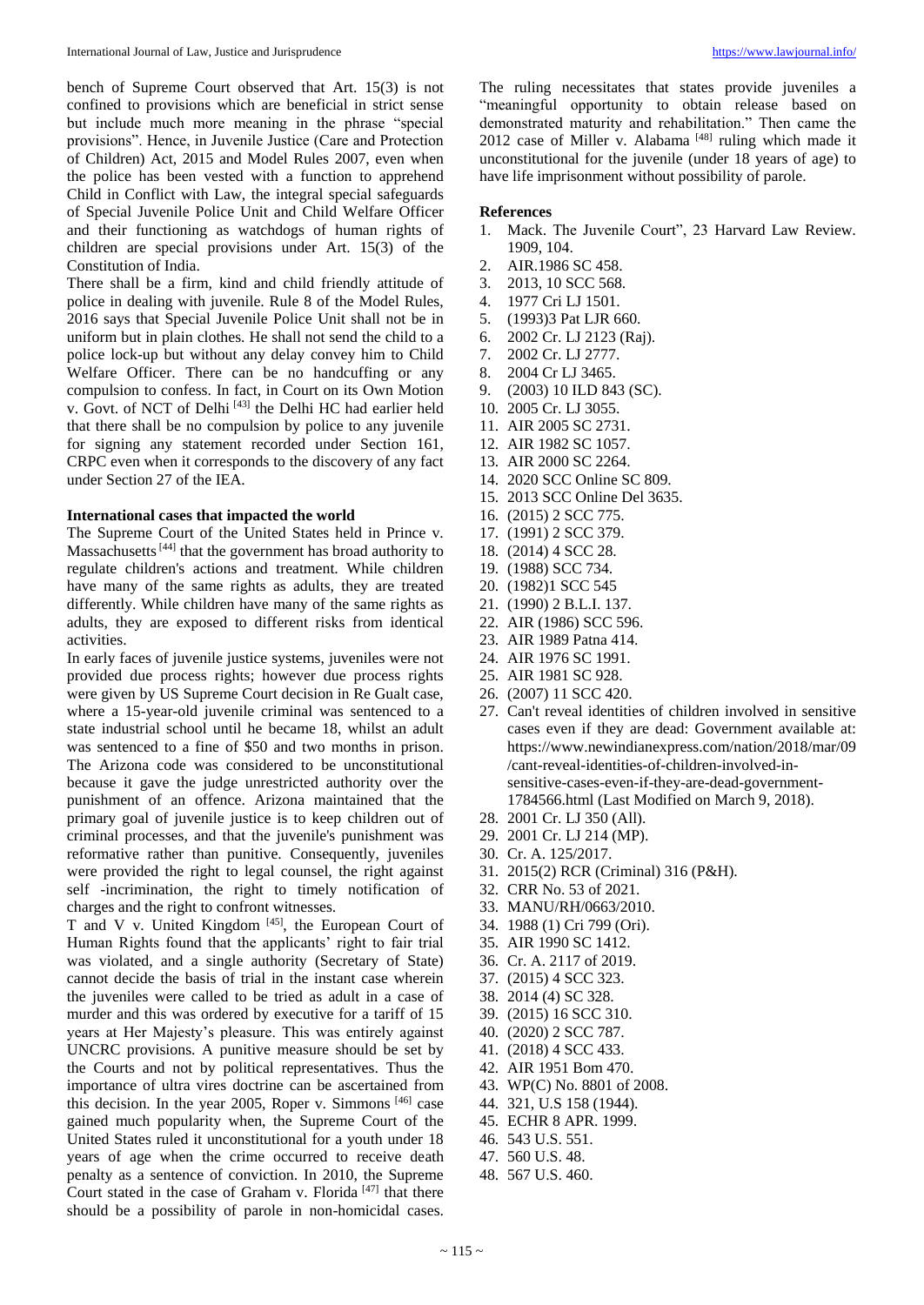bench of Supreme Court observed that Art. 15(3) is not confined to provisions which are beneficial in strict sense but include much more meaning in the phrase "special provisions". Hence, in Juvenile Justice (Care and Protection of Children) Act, 2015 and Model Rules 2007, even when the police has been vested with a function to apprehend Child in Conflict with Law, the integral special safeguards of Special Juvenile Police Unit and Child Welfare Officer and their functioning as watchdogs of human rights of children are special provisions under Art. 15(3) of the Constitution of India.

There shall be a firm, kind and child friendly attitude of police in dealing with juvenile. Rule 8 of the Model Rules, 2016 says that Special Juvenile Police Unit shall not be in uniform but in plain clothes. He shall not send the child to a police lock-up but without any delay convey him to Child Welfare Officer. There can be no handcuffing or any compulsion to confess. In fact, in Court on its Own Motion v. Govt. of NCT of Delhi [43] the Delhi HC had earlier held that there shall be no compulsion by police to any juvenile for signing any statement recorded under Section 161, CRPC even when it corresponds to the discovery of any fact under Section 27 of the IEA.

**International cases that impacted the world**

The Supreme Court of the United States held in Prince v. Massachusetts [44] that the government has broad authority to regulate children's actions and treatment. While children have many of the same rights as adults, they are treated differently. While children have many of the same rights as adults, they are exposed to different risks from identical activities.

In early faces of juvenile justice systems, juveniles were not provided due process rights; however due process rights were given by US Supreme Court decision in Re Gualt case, where a 15-year-old juvenile criminal was sentenced to a state industrial school until he became 18, whilst an adult was sentenced to a fine of $50 and two months in prison. The Arizona code was considered to be unconstitutional because it gave the judge unrestricted authority over the punishment of an offence. Arizona maintained that the primary goal of juvenile justice is to keep children out of criminal processes, and that the juvenile's punishment was reformative rather than punitive. Consequently, juveniles were provided the right to legal counsel, the right against self -incrimination, the right to timely notification of charges and the right to confront witnesses.

T and V v. United Kingdom [45], the European Court of Human Rights found that the applicants' right to fair trial was violated, and a single authority (Secretary of State) cannot decide the basis of trial in the instant case wherein the juveniles were called to be tried as adult in a case of murder and this was ordered by executive for a tariff of 15 years at Her Majesty's pleasure. This was entirely against UNCRC provisions. A punitive measure should be set by the Courts and not by political representatives. Thus the importance of ultra vires doctrine can be ascertained from this decision. In the year 2005, Roper v. Simmons [46] case gained much popularity when, the Supreme Court of the United States ruled it unconstitutional for a youth under 18 years of age when the crime occurred to receive death penalty as a sentence of conviction. In 2010, the Supreme Court stated in the case of Graham v. Florida [47] that there should be a possibility of parole in non-homicidal cases. The ruling necessitates that states provide juveniles a "meaningful opportunity to obtain release based on demonstrated maturity and rehabilitation." Then came the 2012 case of Miller v. Alabama [48] ruling which made it unconstitutional for the juvenile (under 18 years of age) to have life imprisonment without possibility of parole.

**References**

1. Mack. The Juvenile Court", 23 Harvard Law Review. 1909, 104.
2. AIR.1986 SC 458.
3. 2013, 10 SCC 568.
4. 1977 Cri LJ 1501.
5. (1993)3 Pat LJR 660.
6. 2002 Cr. LJ 2123 (Raj).
7. 2002 Cr. LJ 2777.
8. 2004 Cr LJ 3465.
9. (2003) 10 ILD 843 (SC).
10. 2005 Cr. LJ 3055.
11. AIR 2005 SC 2731.
12. AIR 1982 SC 1057.
13. AIR 2000 SC 2264.
14. 2020 SCC Online SC 809.
15. 2013 SCC Online Del 3635.
16. (2015) 2 SCC 775.
17. (1991) 2 SCC 379.
18. (2014) 4 SCC 28.
19. (1988) SCC 734.
20. (1982)1 SCC 545
21. (1990) 2 B.L.I. 137.
22. AIR (1986) SCC 596.
23. AIR 1989 Patna 414.
24. AIR 1976 SC 1991.
25. AIR 1981 SC 928.
26. (2007) 11 SCC 420.
27. Can't reveal identities of children involved in sensitive cases even if they are dead: Government available at: https://www.newindianexpress.com/nation/2018/mar/09/cant-reveal-identities-of-children-involved-in-sensitive-cases-even-if-they-are-dead-government-1784566.html (Last Modified on March 9, 2018).
28. 2001 Cr. LJ 350 (All).
29. 2001 Cr. LJ 214 (MP).
30. Cr. A. 125/2017.
31. 2015(2) RCR (Criminal) 316 (P&H).
32. CRR No. 53 of 2021.
33. MANU/RH/0663/2010.
34. 1988 (1) Cri 799 (Ori).
35. AIR 1990 SC 1412.
36. Cr. A. 2117 of 2019.
37. (2015) 4 SCC 323.
38. 2014 (4) SC 328.
39. (2015) 16 SCC 310.
40. (2020) 2 SCC 787.
41. (2018) 4 SCC 433.
42. AIR 1951 Bom 470.
43. WP(C) No. 8801 of 2008.
44. 321, U.S 158 (1944).
45. ECHR 8 APR. 1999.
46. 543 U.S. 551.
47. 560 U.S. 48.
48. 567 U.S. 460.